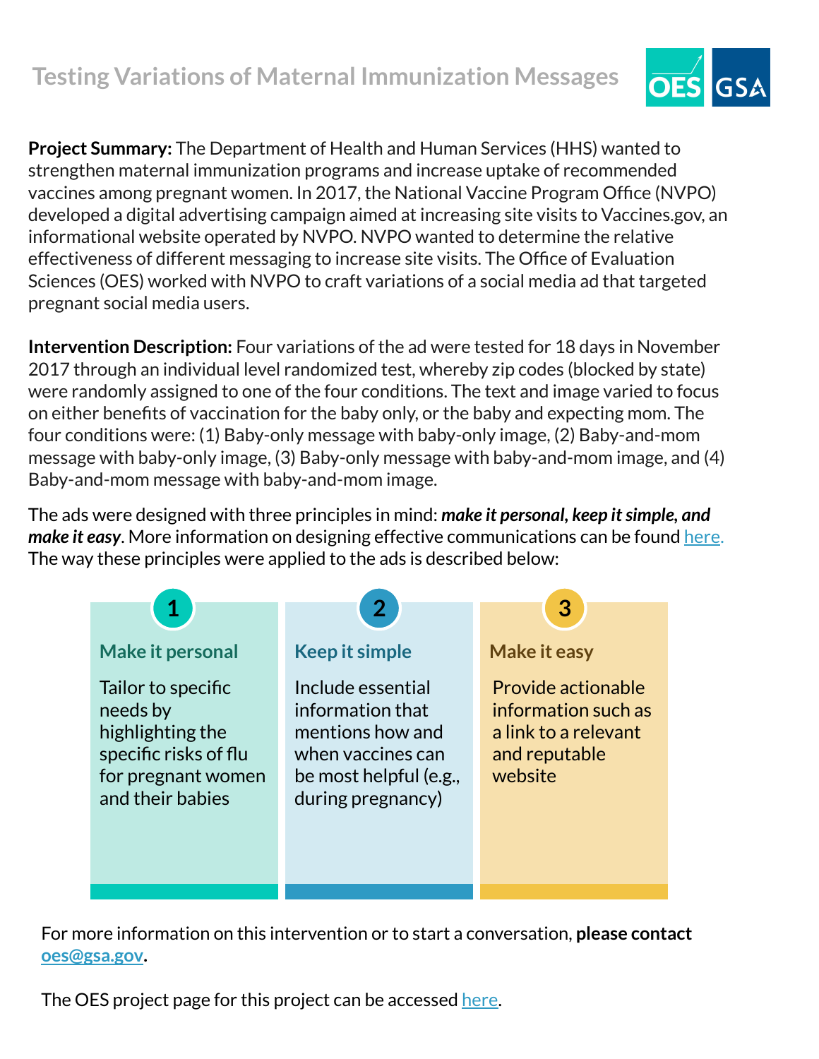# Testing Variations of Maternal Immunization Messages

**Project Summary:** The Department of Health and Human Services (HHS) wanted to strengthen maternal immunization programs and increase uptake of recommended vaccines among pregnant women. In 2017, the National Vaccine Program Office (NVPO) developed a digital advertising campaign aimed at increasing site visits to Vaccines.gov, an informational website operated by NVPO. NVPO wanted to determine the relative effectiveness of different messaging to increase site visits. The Office of Evaluation Sciences (OES) worked with NVPO to craft variations of a social media ad that targeted pregnant social media users.

**Intervention Description:** Four variations of the ad were tested for 18 days in November 2017 through an individual level randomized test, whereby zip codes (blocked by state) were randomly assigned to one of the four conditions. The text and image varied to focus on either benefits of vaccination for the baby only, or the baby and expecting mom. The four conditions were: (1) Baby-only message with baby-only image, (2) Baby-and-mom message with baby-only image, (3) Baby-only message with baby-and-mom image, and (4) Baby-and-mom message with baby-and-mom image.

The ads were designed with three principles in mind: ***make it personal, keep it simple, and make it easy***. More information on designing effective communications can be found here. The way these principles were applied to the ads is described below:

**1. Make it personal**

Tailor to specific needs by highlighting the specific risks of flu for pregnant women and their babies

**2. Keep it simple**

Include essential information that mentions how and when vaccines can be most helpful (e.g., during pregnancy)

**3. Make it easy**

Provide actionable information such as a link to a relevant and reputable website

For more information on this intervention or to start a conversation, **please contact oes@gsa.gov**.

The OES project page for this project can be accessed here.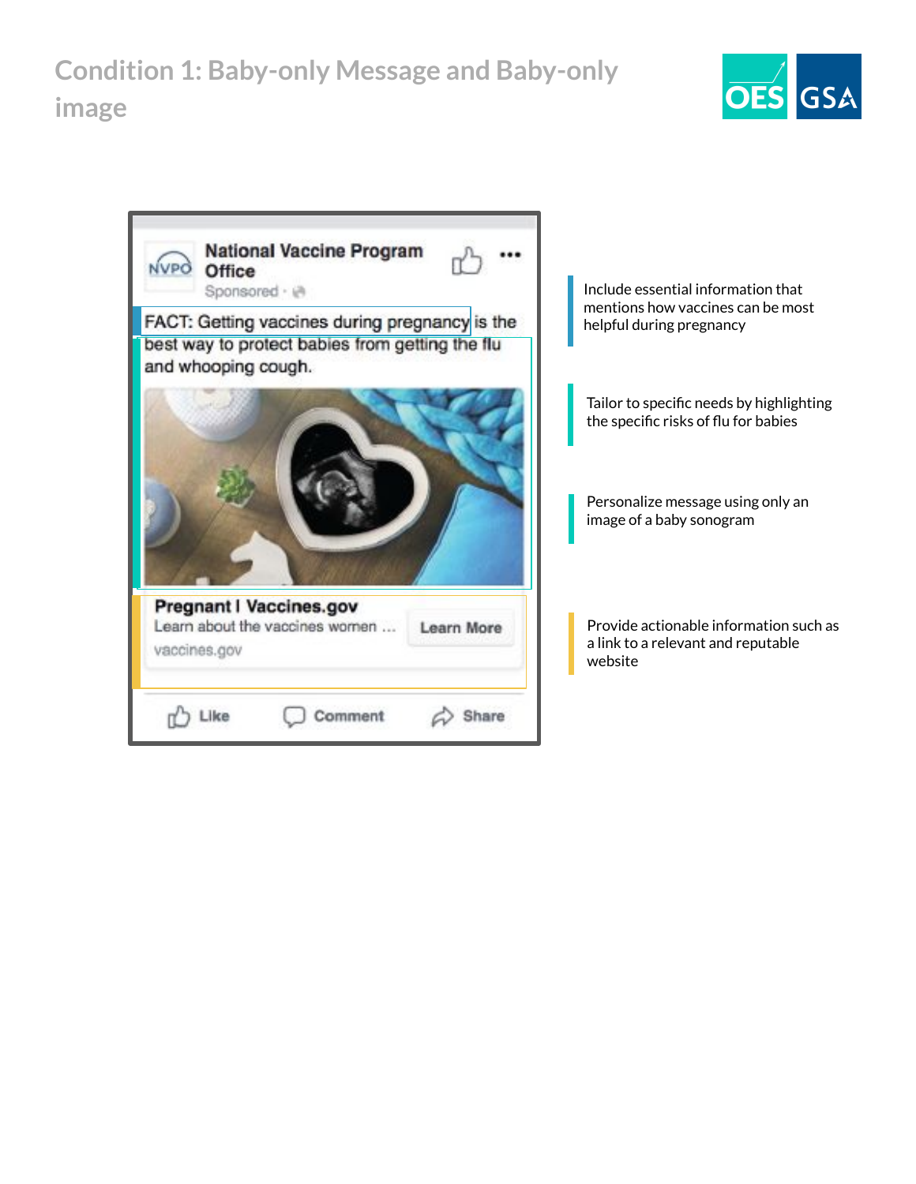# Condition 1: Baby-only Message and Baby-only image

National Vaccine Program Office

Sponsored

FACT: Getting vaccines during pregnancy is the best way to protect babies from getting the flu and whooping cough.

Pregnant | Vaccines.gov

Learn about the vaccines women ...

vaccines.gov

Learn More

Like Comment Share

- Include essential information that mentions how vaccines can be most helpful during pregnancy
- Tailor to specific needs by highlighting the specific risks of flu for babies
- Personalize message using only an image of a baby sonogram
- Provide actionable information such as a link to a relevant and reputable website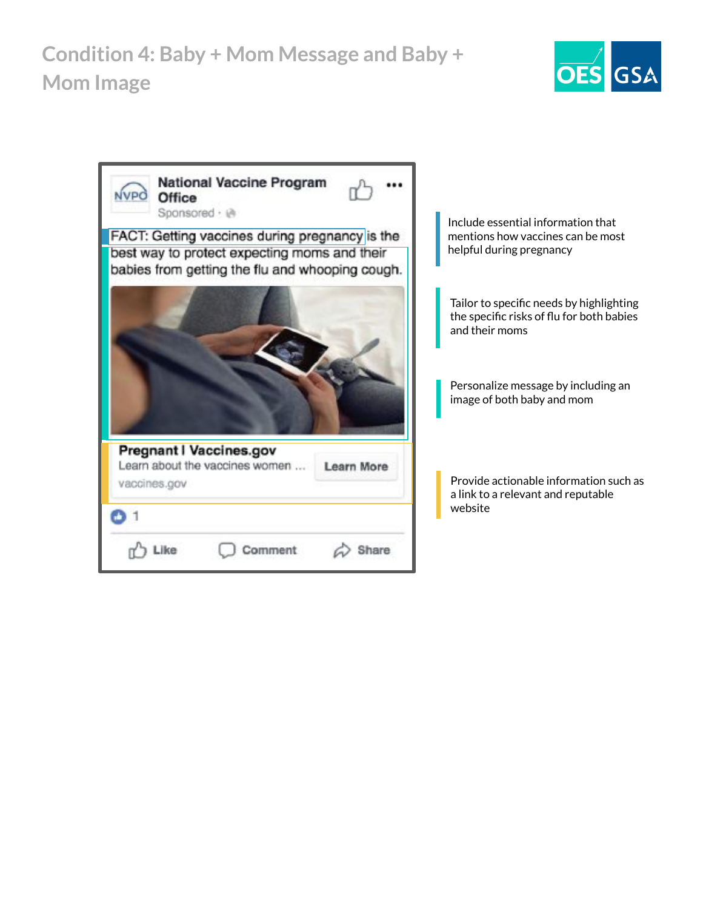# Condition 4: Baby + Mom Message and Baby + Mom Image

National Vaccine Program Office

Sponsored

FACT: Getting vaccines during pregnancy is the best way to protect expecting moms and their babies from getting the flu and whooping cough.

**Pregnant | Vaccines.gov**

Learn about the vaccines women ...

vaccines.gov

Learn More

1

Like Comment Share

Include essential information that mentions how vaccines can be most helpful during pregnancy

Tailor to specific needs by highlighting the specific risks of flu for both babies and their moms

Personalize message by including an image of both baby and mom

Provide actionable information such as a link to a relevant and reputable website